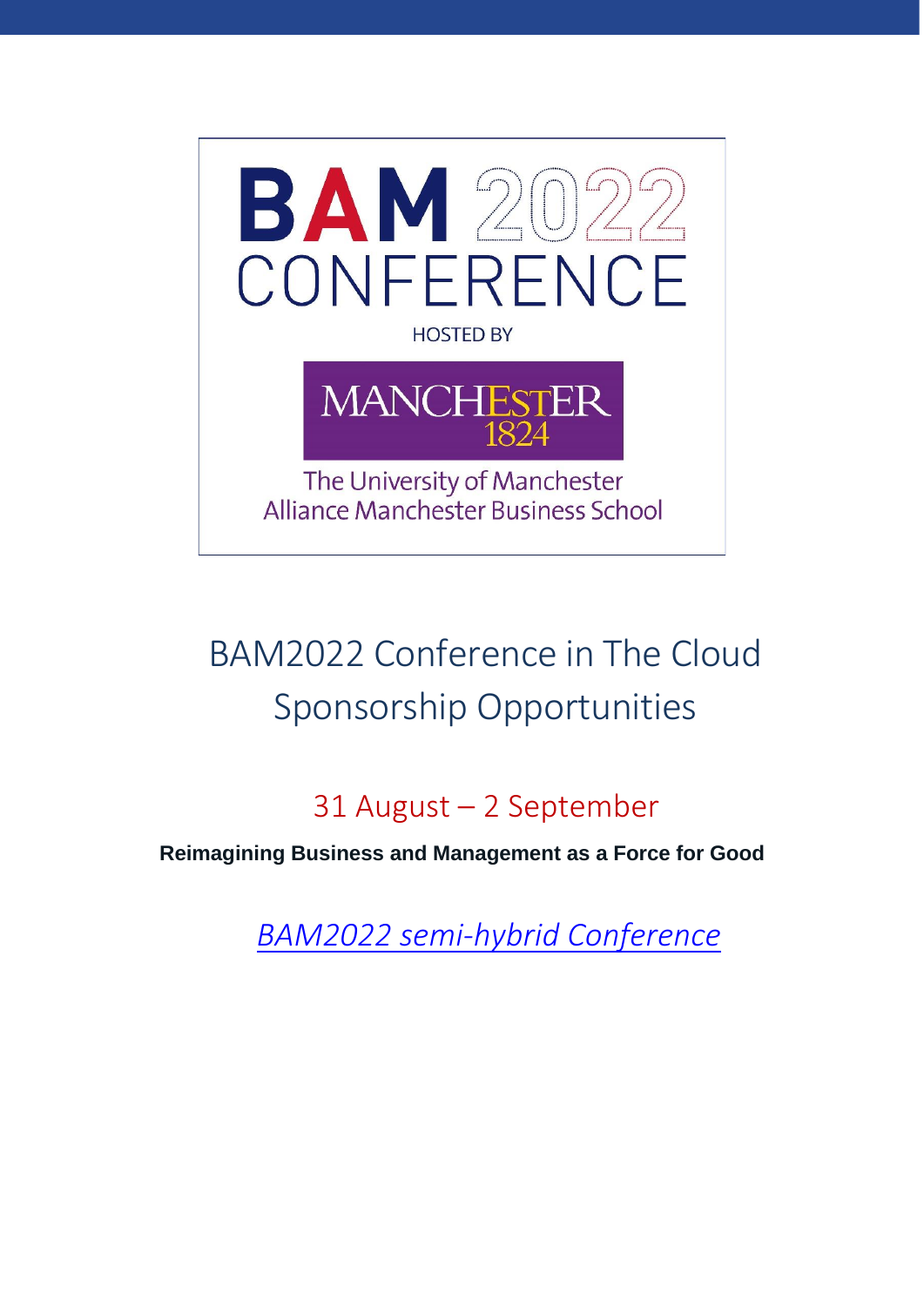BAM 2022 CONFERENCE

HOSTED BY

MANCHESTER 1824

The University of Manchester
Alliance Manchester Business School

# BAM2022 Conference in The Cloud Sponsorship Opportunities

## 31 August – 2 September

**Reimagining Business and Management as a Force for Good**

*BAM2022 semi-hybrid Conference*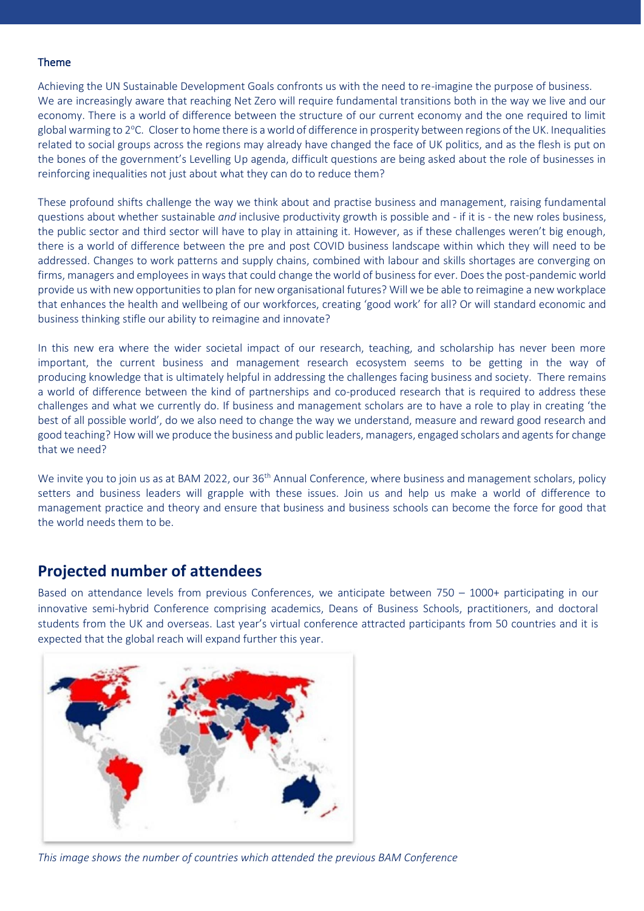### Theme

Achieving the UN Sustainable Development Goals confronts us with the need to re-imagine the purpose of business. We are increasingly aware that reaching Net Zero will require fundamental transitions both in the way we live and our economy. There is a world of difference between the structure of our current economy and the one required to limit global warming to 2°C. Closer to home there is a world of difference in prosperity between regions of the UK. Inequalities related to social groups across the regions may already have changed the face of UK politics, and as the flesh is put on the bones of the government's Levelling Up agenda, difficult questions are being asked about the role of businesses in reinforcing inequalities not just about what they can do to reduce them?

These profound shifts challenge the way we think about and practise business and management, raising fundamental questions about whether sustainable *and* inclusive productivity growth is possible and - if it is - the new roles business, the public sector and third sector will have to play in attaining it. However, as if these challenges weren't big enough, there is a world of difference between the pre and post COVID business landscape within which they will need to be addressed. Changes to work patterns and supply chains, combined with labour and skills shortages are converging on firms, managers and employees in ways that could change the world of business for ever. Does the post-pandemic world provide us with new opportunities to plan for new organisational futures? Will we be able to reimagine a new workplace that enhances the health and wellbeing of our workforces, creating 'good work' for all? Or will standard economic and business thinking stifle our ability to reimagine and innovate?

In this new era where the wider societal impact of our research, teaching, and scholarship has never been more important, the current business and management research ecosystem seems to be getting in the way of producing knowledge that is ultimately helpful in addressing the challenges facing business and society. There remains a world of difference between the kind of partnerships and co-produced research that is required to address these challenges and what we currently do. If business and management scholars are to have a role to play in creating 'the best of all possible world', do we also need to change the way we understand, measure and reward good research and good teaching? How will we produce the business and public leaders, managers, engaged scholars and agents for change that we need?

We invite you to join us as at BAM 2022, our 36th Annual Conference, where business and management scholars, policy setters and business leaders will grapple with these issues. Join us and help us make a world of difference to management practice and theory and ensure that business and business schools can become the force for good that the world needs them to be.

## Projected number of attendees

Based on attendance levels from previous Conferences, we anticipate between 750 – 1000+ participating in our innovative semi-hybrid Conference comprising academics, Deans of Business Schools, practitioners, and doctoral students from the UK and overseas. Last year's virtual conference attracted participants from 50 countries and it is expected that the global reach will expand further this year.

*This image shows the number of countries which attended the previous BAM Conference*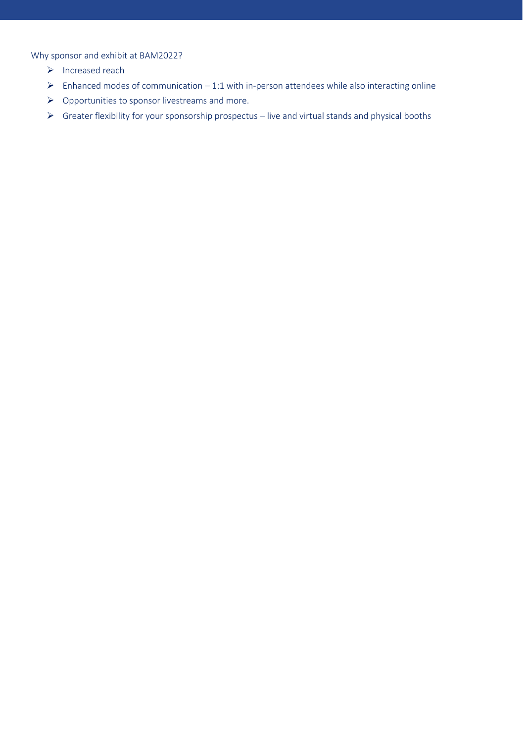Why sponsor and exhibit at BAM2022?

- Increased reach
- Enhanced modes of communication – 1:1 with in-person attendees while also interacting online
- Opportunities to sponsor livestreams and more.
- Greater flexibility for your sponsorship prospectus – live and virtual stands and physical booths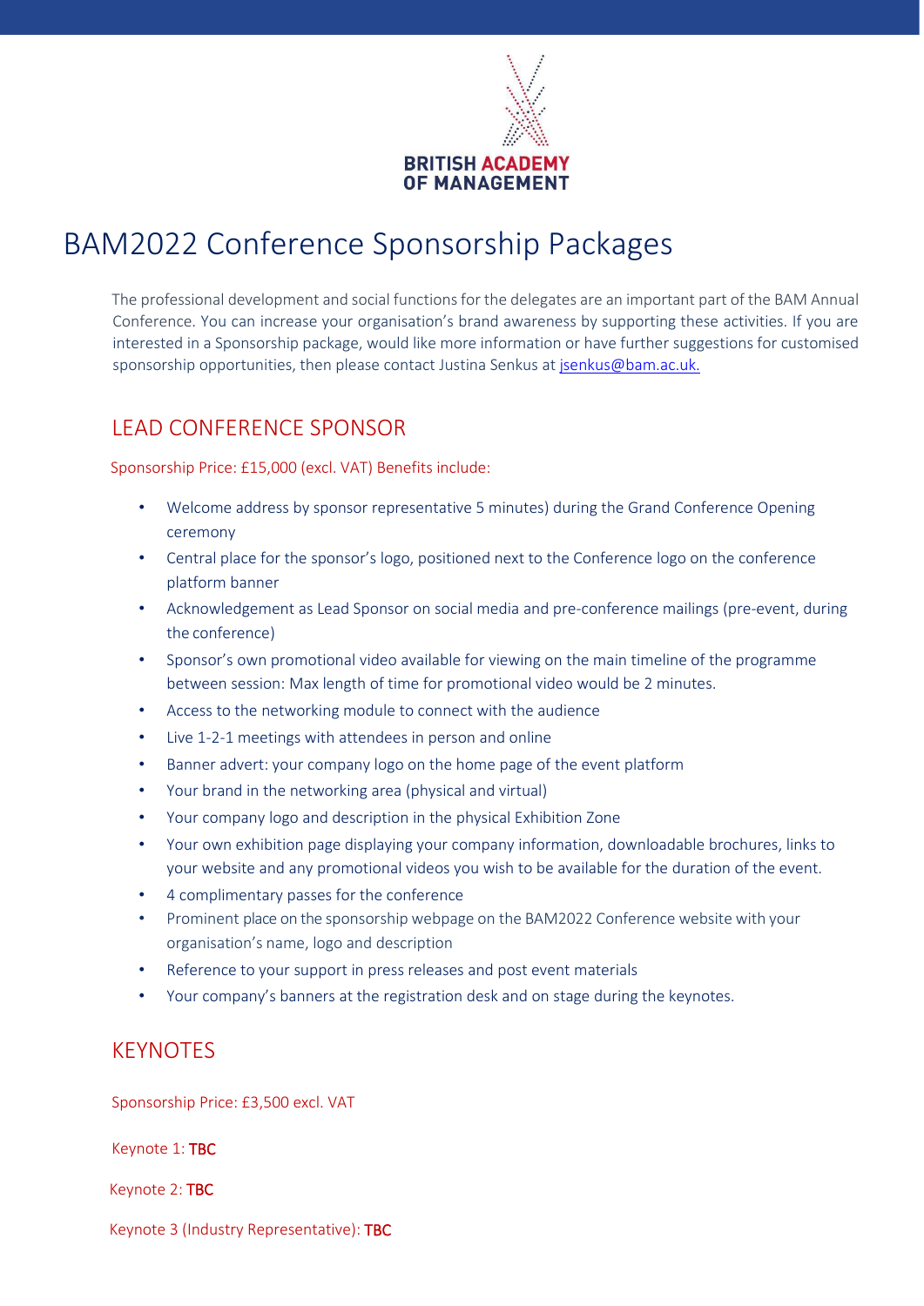BRITISH ACADEMY OF MANAGEMENT

# BAM2022 Conference Sponsorship Packages

The professional development and social functions for the delegates are an important part of the BAM Annual Conference. You can increase your organisation's brand awareness by supporting these activities. If you are interested in a Sponsorship package, would like more information or have further suggestions for customised sponsorship opportunities, then please contact Justina Senkus at jsenkus@bam.ac.uk.

## LEAD CONFERENCE SPONSOR

Sponsorship Price: £15,000 (excl. VAT) Benefits include:

- Welcome address by sponsor representative 5 minutes) during the Grand Conference Opening ceremony
- Central place for the sponsor's logo, positioned next to the Conference logo on the conference platform banner
- Acknowledgement as Lead Sponsor on social media and pre-conference mailings (pre-event, during the conference)
- Sponsor's own promotional video available for viewing on the main timeline of the programme between session: Max length of time for promotional video would be 2 minutes.
- Access to the networking module to connect with the audience
- Live 1-2-1 meetings with attendees in person and online
- Banner advert: your company logo on the home page of the event platform
- Your brand in the networking area (physical and virtual)
- Your company logo and description in the physical Exhibition Zone
- Your own exhibition page displaying your company information, downloadable brochures, links to your website and any promotional videos you wish to be available for the duration of the event.
- 4 complimentary passes for the conference
- Prominent place on the sponsorship webpage on the BAM2022 Conference website with your organisation's name, logo and description
- Reference to your support in press releases and post event materials
- Your company's banners at the registration desk and on stage during the keynotes.

## KEYNOTES

Sponsorship Price: £3,500 excl. VAT

Keynote 1: **TBC**

Keynote 2: **TBC**

Keynote 3 (Industry Representative): **TBC**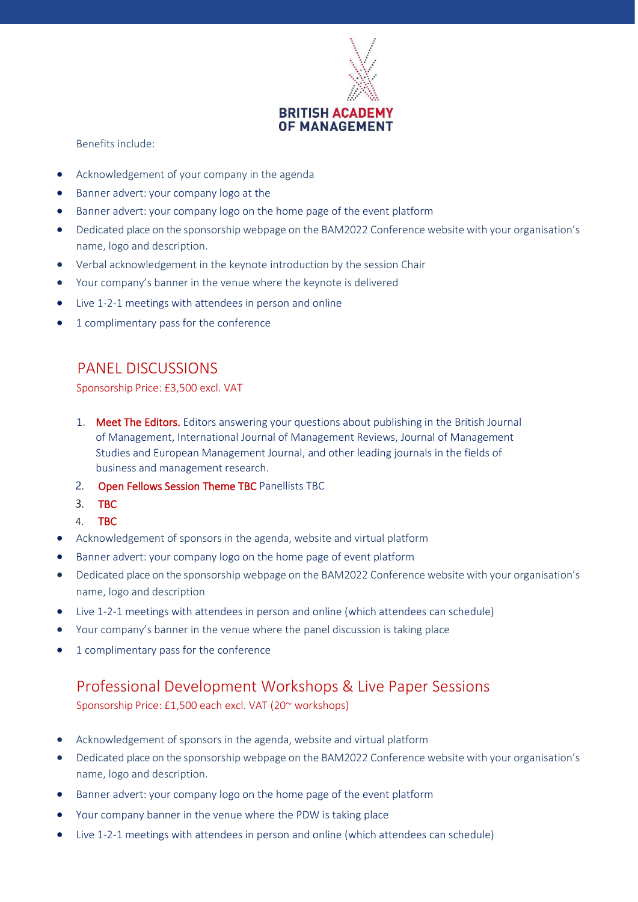Benefits include:

- Acknowledgement of your company in the agenda
- Banner advert: your company logo at the
- Banner advert: your company logo on the home page of the event platform
- Dedicated place on the sponsorship webpage on the BAM2022 Conference website with your organisation's name, logo and description.
- Verbal acknowledgement in the keynote introduction by the session Chair
- Your company's banner in the venue where the keynote is delivered
- Live 1-2-1 meetings with attendees in person and online
- 1 complimentary pass for the conference

## PANEL DISCUSSIONS

Sponsorship Price: £3,500 excl. VAT

1. Meet The Editors. Editors answering your questions about publishing in the British Journal of Management, International Journal of Management Reviews, Journal of Management Studies and European Management Journal, and other leading journals in the fields of business and management research.
2. Open Fellows Session Theme TBC Panellists TBC
3. TBC
4. TBC

- Acknowledgement of sponsors in the agenda, website and virtual platform
- Banner advert: your company logo on the home page of event platform
- Dedicated place on the sponsorship webpage on the BAM2022 Conference website with your organisation's name, logo and description
- Live 1-2-1 meetings with attendees in person and online (which attendees can schedule)
- Your company's banner in the venue where the panel discussion is taking place
- 1 complimentary pass for the conference

## Professional Development Workshops & Live Paper Sessions

Sponsorship Price: £1,500 each excl. VAT (20~ workshops)

- Acknowledgement of sponsors in the agenda, website and virtual platform
- Dedicated place on the sponsorship webpage on the BAM2022 Conference website with your organisation's name, logo and description.
- Banner advert: your company logo on the home page of the event platform
- Your company banner in the venue where the PDW is taking place
- Live 1-2-1 meetings with attendees in person and online (which attendees can schedule)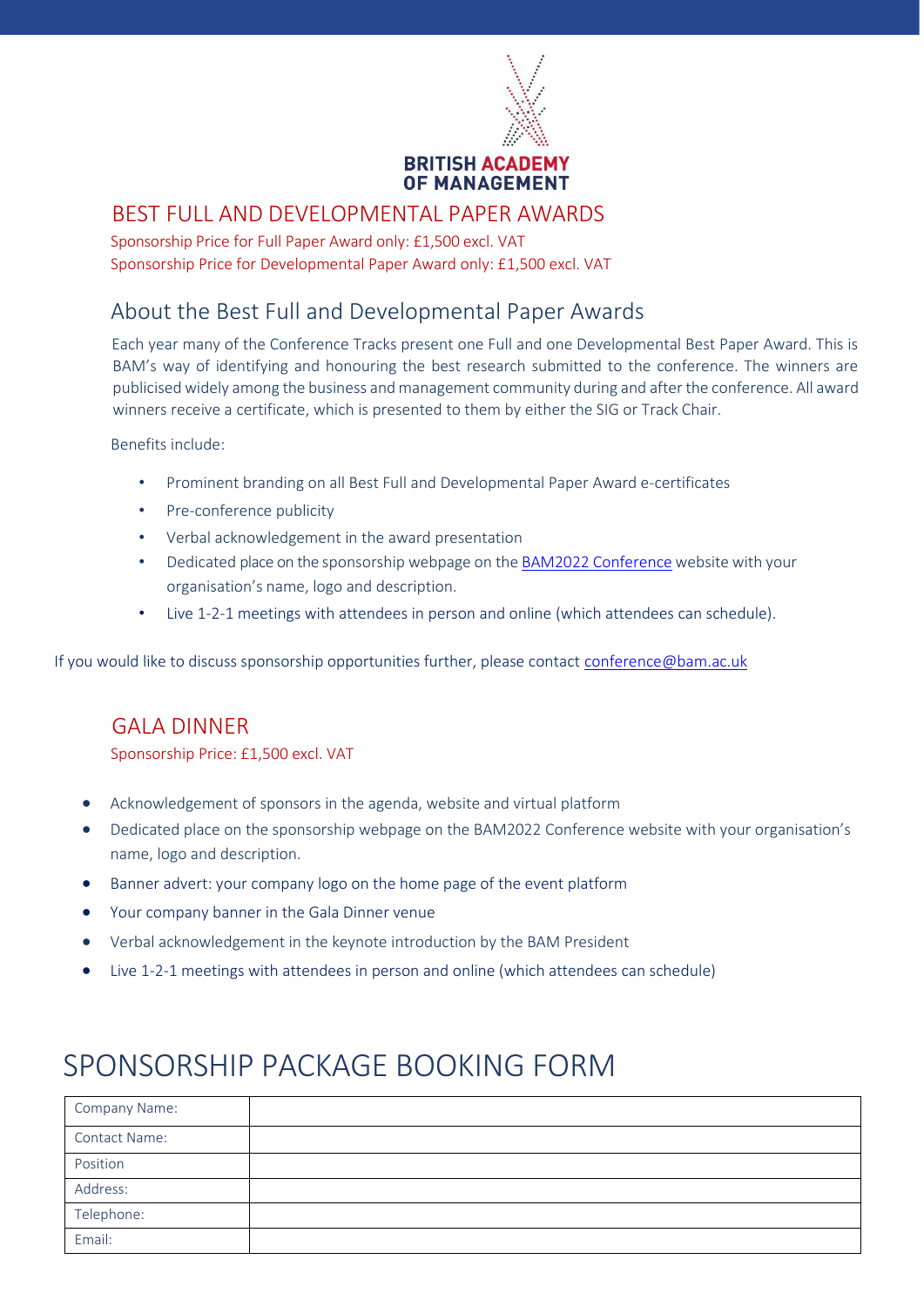BRITISH ACADEMY OF MANAGEMENT

## BEST FULL AND DEVELOPMENTAL PAPER AWARDS

Sponsorship Price for Full Paper Award only: £1,500 excl. VAT
Sponsorship Price for Developmental Paper Award only: £1,500 excl. VAT

### About the Best Full and Developmental Paper Awards

Each year many of the Conference Tracks present one Full and one Developmental Best Paper Award. This is BAM's way of identifying and honouring the best research submitted to the conference. The winners are publicised widely among the business and management community during and after the conference. All award winners receive a certificate, which is presented to them by either the SIG or Track Chair.

Benefits include:

- Prominent branding on all Best Full and Developmental Paper Award e-certificates
- Pre-conference publicity
- Verbal acknowledgement in the award presentation
- Dedicated place on the sponsorship webpage on the BAM2022 Conference website with your organisation's name, logo and description.
- Live 1-2-1 meetings with attendees in person and online (which attendees can schedule).

If you would like to discuss sponsorship opportunities further, please contact conference@bam.ac.uk

## GALA DINNER

Sponsorship Price: £1,500 excl. VAT

- Acknowledgement of sponsors in the agenda, website and virtual platform
- Dedicated place on the sponsorship webpage on the BAM2022 Conference website with your organisation's name, logo and description.
- Banner advert: your company logo on the home page of the event platform
- Your company banner in the Gala Dinner venue
- Verbal acknowledgement in the keynote introduction by the BAM President
- Live 1-2-1 meetings with attendees in person and online (which attendees can schedule)

# SPONSORSHIP PACKAGE BOOKING FORM

| Company Name: | |
|---|---|
| Contact Name: | |
| Position | |
| Address: | |
| Telephone: | |
| Email: | |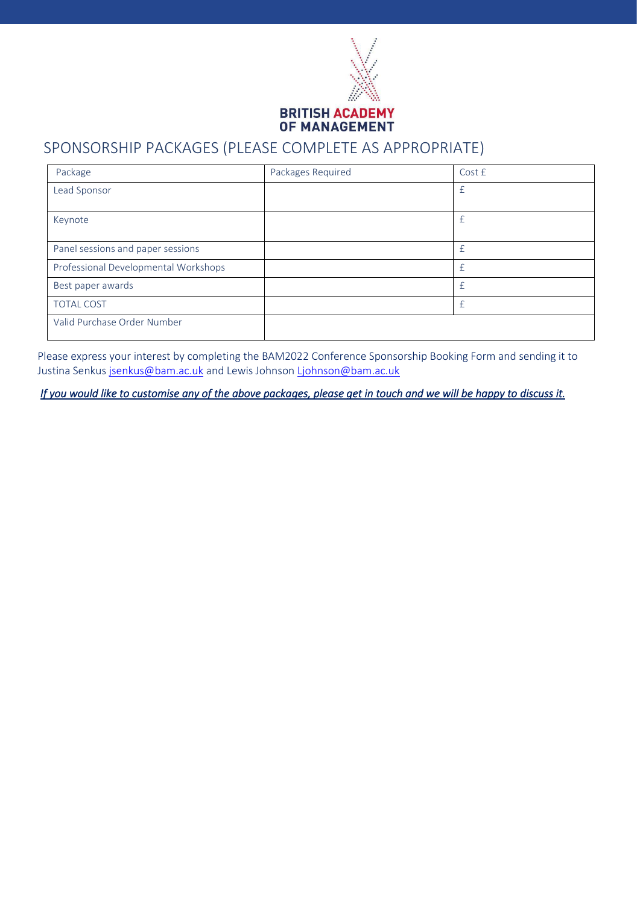BRITISH ACADEMY OF MANAGEMENT

## SPONSORSHIP PACKAGES (PLEASE COMPLETE AS APPROPRIATE)

| Package | Packages Required | Cost £ |
| --- | --- | --- |
| Lead Sponsor | | £ |
| Keynote | | £ |
| Panel sessions and paper sessions | | £ |
| Professional Developmental Workshops | | £ |
| Best paper awards | | £ |
| TOTAL COST | | £ |
| Valid Purchase Order Number | | |

Please express your interest by completing the BAM2022 Conference Sponsorship Booking Form and sending it to Justina Senkus jsenkus@bam.ac.uk and Lewis Johnson Ljohnson@bam.ac.uk

*If you would like to customise any of the above packages, please get in touch and we will be happy to discuss it.*